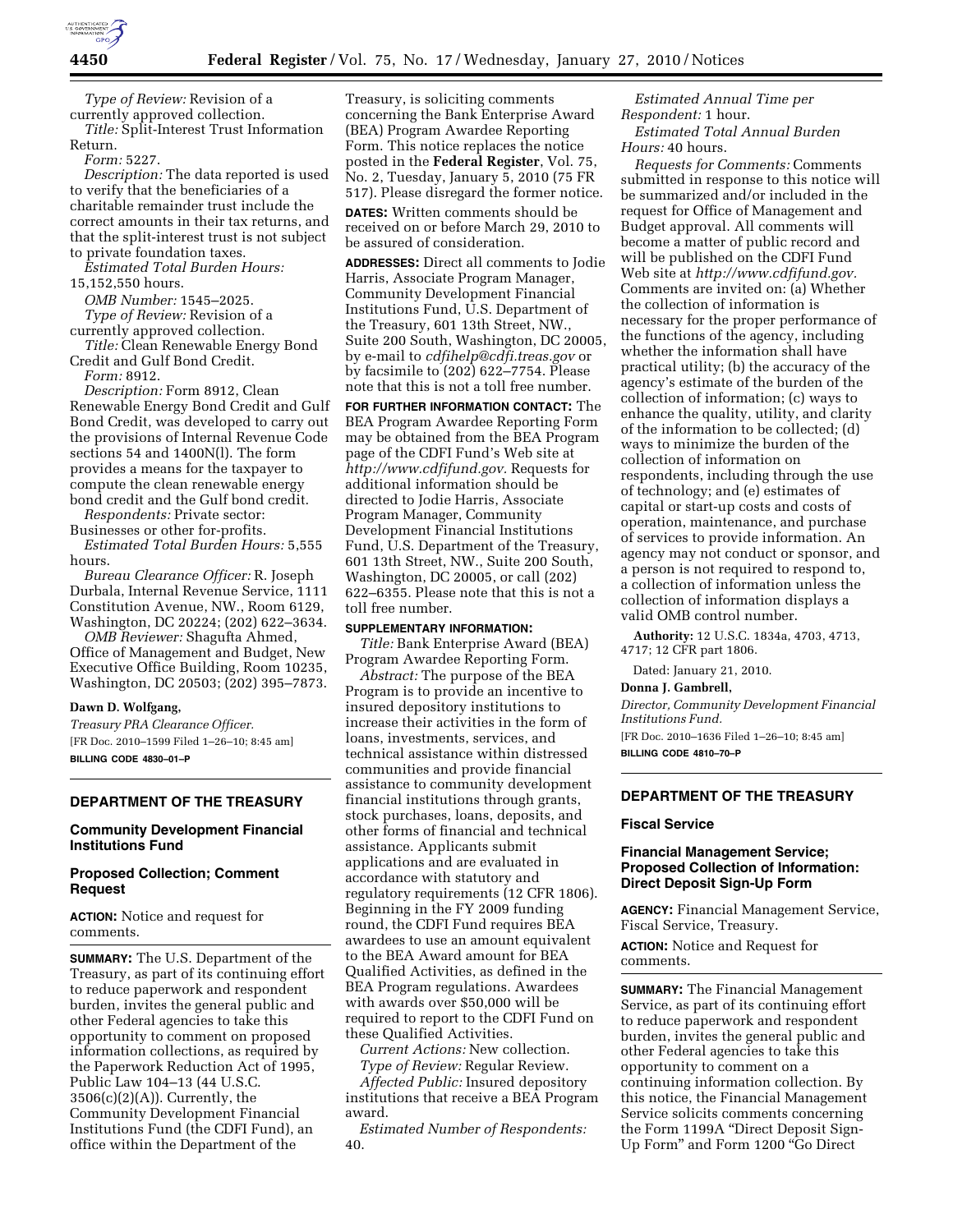*Type of Review:* Revision of a currently approved collection.

*Title:* Split-Interest Trust Information Return.

*Form:* 5227.

*Description:* The data reported is used to verify that the beneficiaries of a charitable remainder trust include the correct amounts in their tax returns, and that the split-interest trust is not subject to private foundation taxes.

*Estimated Total Burden Hours:* 15,152,550 hours.

*OMB Number:* 1545–2025.

*Type of Review:* Revision of a currently approved collection.

*Title:* Clean Renewable Energy Bond Credit and Gulf Bond Credit.

*Form:* 8912.

*Description:* Form 8912, Clean Renewable Energy Bond Credit and Gulf Bond Credit, was developed to carry out the provisions of Internal Revenue Code sections 54 and 1400N(l). The form provides a means for the taxpayer to compute the clean renewable energy bond credit and the Gulf bond credit.

*Respondents:* Private sector: Businesses or other for-profits.

*Estimated Total Burden Hours:* 5,555 hours.

*Bureau Clearance Officer:* R. Joseph Durbala, Internal Revenue Service, 1111 Constitution Avenue, NW., Room 6129, Washington, DC 20224; (202) 622–3634.

*OMB Reviewer:* Shagufta Ahmed, Office of Management and Budget, New Executive Office Building, Room 10235, Washington, DC 20503; (202) 395–7873.

**Dawn D. Wolfgang,**

*Treasury PRA Clearance Officer.*

[FR Doc. 2010–1599 Filed 1–26–10; 8:45 am]

**BILLING CODE 4830–01–P**

## DEPARTMENT OF THE TREASURY

### Community Development Financial Institutions Fund

### Proposed Collection; Comment Request

**ACTION:** Notice and request for comments.

**SUMMARY:** The U.S. Department of the Treasury, as part of its continuing effort to reduce paperwork and respondent burden, invites the general public and other Federal agencies to take this opportunity to comment on proposed information collections, as required by the Paperwork Reduction Act of 1995, Public Law 104–13 (44 U.S.C. 3506(c)(2)(A)). Currently, the Community Development Financial Institutions Fund (the CDFI Fund), an office within the Department of the Treasury, is soliciting comments concerning the Bank Enterprise Award (BEA) Program Awardee Reporting Form. This notice replaces the notice posted in the **Federal Register**, Vol. 75, No. 2, Tuesday, January 5, 2010 (75 FR 517). Please disregard the former notice.

**DATES:** Written comments should be received on or before March 29, 2010 to be assured of consideration.

**ADDRESSES:** Direct all comments to Jodie Harris, Associate Program Manager, Community Development Financial Institutions Fund, U.S. Department of the Treasury, 601 13th Street, NW., Suite 200 South, Washington, DC 20005, by e-mail to *cdfihelp@cdfi.treas.gov* or by facsimile to (202) 622–7754. Please note that this is not a toll free number.

**FOR FURTHER INFORMATION CONTACT:** The BEA Program Awardee Reporting Form may be obtained from the BEA Program page of the CDFI Fund's Web site at *http://www.cdfifund.gov.* Requests for additional information should be directed to Jodie Harris, Associate Program Manager, Community Development Financial Institutions Fund, U.S. Department of the Treasury, 601 13th Street, NW., Suite 200 South, Washington, DC 20005, or call (202) 622–6355. Please note that this is not a toll free number.

**SUPPLEMENTARY INFORMATION:**

*Title:* Bank Enterprise Award (BEA) Program Awardee Reporting Form.

*Abstract:* The purpose of the BEA Program is to provide an incentive to insured depository institutions to increase their activities in the form of loans, investments, services, and technical assistance within distressed communities and provide financial assistance to community development financial institutions through grants, stock purchases, loans, deposits, and other forms of financial and technical assistance. Applicants submit applications and are evaluated in accordance with statutory and regulatory requirements (12 CFR 1806). Beginning in the FY 2009 funding round, the CDFI Fund requires BEA awardees to use an amount equivalent to the BEA Award amount for BEA Qualified Activities, as defined in the BEA Program regulations. Awardees with awards over $50,000 will be required to report to the CDFI Fund on these Qualified Activities.

*Current Actions:* New collection.

*Type of Review:* Regular Review.

*Affected Public:* Insured depository institutions that receive a BEA Program award.

*Estimated Number of Respondents:* 40.

*Estimated Annual Time per Respondent:* 1 hour.

*Estimated Total Annual Burden Hours:* 40 hours.

*Requests for Comments:* Comments submitted in response to this notice will be summarized and/or included in the request for Office of Management and Budget approval. All comments will become a matter of public record and will be published on the CDFI Fund Web site at *http://www.cdfifund.gov.* Comments are invited on: (a) Whether the collection of information is necessary for the proper performance of the functions of the agency, including whether the information shall have practical utility; (b) the accuracy of the agency's estimate of the burden of the collection of information; (c) ways to enhance the quality, utility, and clarity of the information to be collected; (d) ways to minimize the burden of the collection of information on respondents, including through the use of technology; and (e) estimates of capital or start-up costs and costs of operation, maintenance, and purchase of services to provide information. An agency may not conduct or sponsor, and a person is not required to respond to, a collection of information unless the collection of information displays a valid OMB control number.

**Authority:** 12 U.S.C. 1834a, 4703, 4713, 4717; 12 CFR part 1806.

Dated: January 21, 2010.

**Donna J. Gambrell,**

*Director, Community Development Financial Institutions Fund.*

[FR Doc. 2010–1636 Filed 1–26–10; 8:45 am]

**BILLING CODE 4810–70–P**

## DEPARTMENT OF THE TREASURY

### Fiscal Service

### Financial Management Service; Proposed Collection of Information: Direct Deposit Sign-Up Form

**AGENCY:** Financial Management Service, Fiscal Service, Treasury.

**ACTION:** Notice and Request for comments.

**SUMMARY:** The Financial Management Service, as part of its continuing effort to reduce paperwork and respondent burden, invites the general public and other Federal agencies to take this opportunity to comment on a continuing information collection. By this notice, the Financial Management Service solicits comments concerning the Form 1199A "Direct Deposit Sign-Up Form" and Form 1200 "Go Direct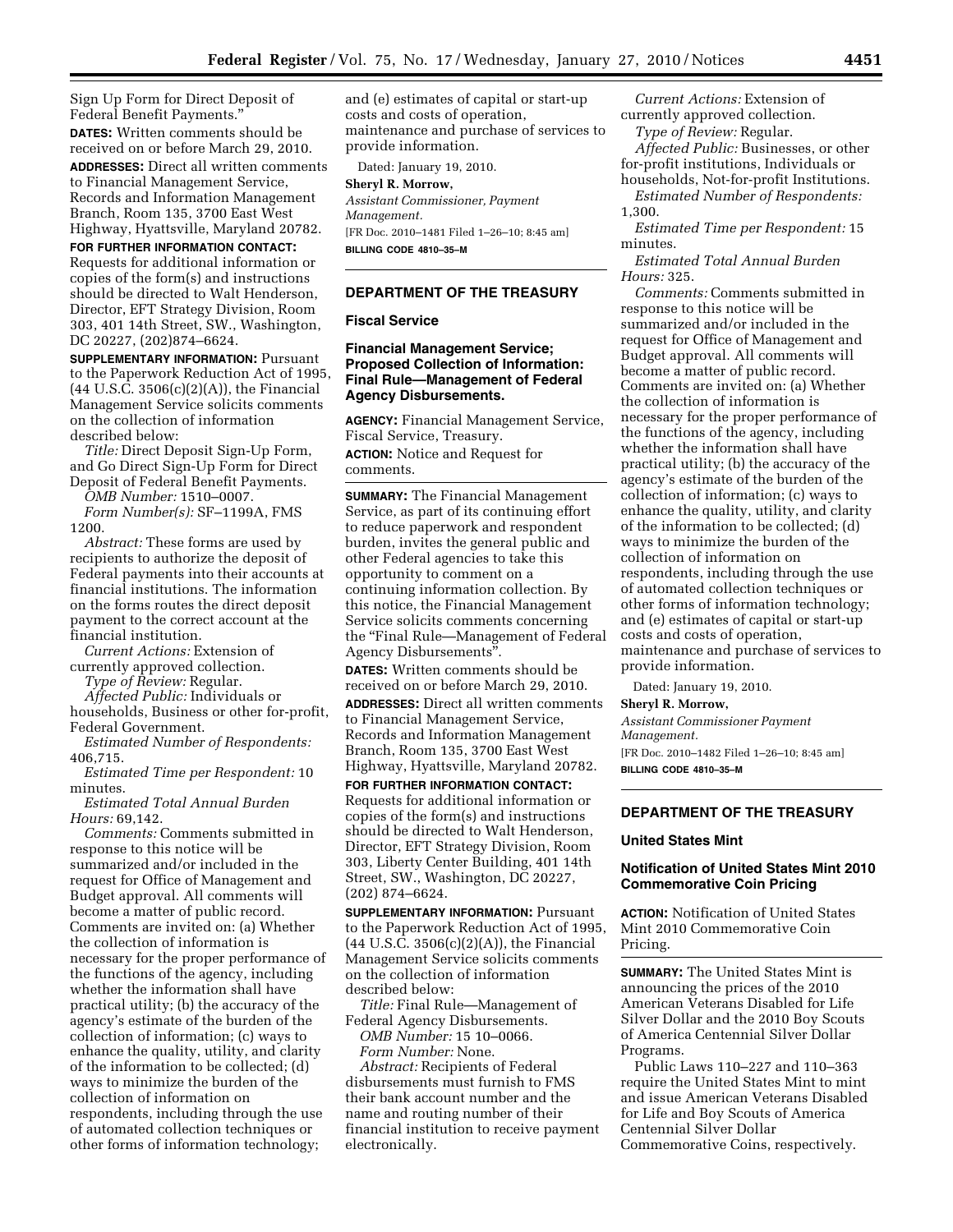Sign Up Form for Direct Deposit of Federal Benefit Payments."

**DATES:** Written comments should be received on or before March 29, 2010.

**ADDRESSES:** Direct all written comments to Financial Management Service, Records and Information Management Branch, Room 135, 3700 East West Highway, Hyattsville, Maryland 20782.

**FOR FURTHER INFORMATION CONTACT:** Requests for additional information or copies of the form(s) and instructions should be directed to Walt Henderson, Director, EFT Strategy Division, Room 303, 401 14th Street, SW., Washington, DC 20227, (202)874–6624.

**SUPPLEMENTARY INFORMATION:** Pursuant to the Paperwork Reduction Act of 1995, (44 U.S.C. 3506(c)(2)(A)), the Financial Management Service solicits comments on the collection of information described below:

*Title:* Direct Deposit Sign-Up Form, and Go Direct Sign-Up Form for Direct Deposit of Federal Benefit Payments.

*OMB Number:* 1510–0007.

*Form Number(s):* SF–1199A, FMS 1200.

*Abstract:* These forms are used by recipients to authorize the deposit of Federal payments into their accounts at financial institutions. The information on the forms routes the direct deposit payment to the correct account at the financial institution.

*Current Actions:* Extension of currently approved collection.

*Type of Review:* Regular.

*Affected Public:* Individuals or households, Business or other for-profit, Federal Government.

*Estimated Number of Respondents:* 406,715.

*Estimated Time per Respondent:* 10 minutes.

*Estimated Total Annual Burden Hours:* 69,142.

*Comments:* Comments submitted in response to this notice will be summarized and/or included in the request for Office of Management and Budget approval. All comments will become a matter of public record. Comments are invited on: (a) Whether the collection of information is necessary for the proper performance of the functions of the agency, including whether the information shall have practical utility; (b) the accuracy of the agency's estimate of the burden of the collection of information; (c) ways to enhance the quality, utility, and clarity of the information to be collected; (d) ways to minimize the burden of the collection of information on respondents, including through the use of automated collection techniques or other forms of information technology; and (e) estimates of capital or start-up costs and costs of operation, maintenance and purchase of services to provide information.

Dated: January 19, 2010.

**Sheryl R. Morrow,**

*Assistant Commissioner, Payment Management.*

[FR Doc. 2010–1481 Filed 1–26–10; 8:45 am]

**BILLING CODE 4810–35–M**

## DEPARTMENT OF THE TREASURY

### Fiscal Service

### Financial Management Service; Proposed Collection of Information: Final Rule—Management of Federal Agency Disbursements.

**AGENCY:** Financial Management Service, Fiscal Service, Treasury.

**ACTION:** Notice and Request for comments.

**SUMMARY:** The Financial Management Service, as part of its continuing effort to reduce paperwork and respondent burden, invites the general public and other Federal agencies to take this opportunity to comment on a continuing information collection. By this notice, the Financial Management Service solicits comments concerning the "Final Rule—Management of Federal Agency Disbursements".

**DATES:** Written comments should be received on or before March 29, 2010.

**ADDRESSES:** Direct all written comments to Financial Management Service, Records and Information Management Branch, Room 135, 3700 East West Highway, Hyattsville, Maryland 20782.

**FOR FURTHER INFORMATION CONTACT:** Requests for additional information or copies of the form(s) and instructions should be directed to Walt Henderson, Director, EFT Strategy Division, Room 303, Liberty Center Building, 401 14th Street, SW., Washington, DC 20227, (202) 874–6624.

**SUPPLEMENTARY INFORMATION:** Pursuant to the Paperwork Reduction Act of 1995, (44 U.S.C. 3506(c)(2)(A)), the Financial Management Service solicits comments on the collection of information described below:

*Title:* Final Rule—Management of Federal Agency Disbursements.

*OMB Number:* 15 10–0066.

*Form Number:* None.

*Abstract:* Recipients of Federal disbursements must furnish to FMS their bank account number and the name and routing number of their financial institution to receive payment electronically.

*Current Actions:* Extension of currently approved collection.

*Type of Review:* Regular.

*Affected Public:* Businesses, or other for-profit institutions, Individuals or households, Not-for-profit Institutions.

*Estimated Number of Respondents:* 1,300.

*Estimated Time per Respondent:* 15 minutes.

*Estimated Total Annual Burden Hours:* 325.

*Comments:* Comments submitted in response to this notice will be summarized and/or included in the request for Office of Management and Budget approval. All comments will become a matter of public record. Comments are invited on: (a) Whether the collection of information is necessary for the proper performance of the functions of the agency, including whether the information shall have practical utility; (b) the accuracy of the agency's estimate of the burden of the collection of information; (c) ways to enhance the quality, utility, and clarity of the information to be collected; (d) ways to minimize the burden of the collection of information on respondents, including through the use of automated collection techniques or other forms of information technology; and (e) estimates of capital or start-up costs and costs of operation, maintenance and purchase of services to provide information.

Dated: January 19, 2010.

**Sheryl R. Morrow,**

*Assistant Commissioner Payment Management.*

[FR Doc. 2010–1482 Filed 1–26–10; 8:45 am]

**BILLING CODE 4810–35–M**

## DEPARTMENT OF THE TREASURY

### United States Mint

### Notification of United States Mint 2010 Commemorative Coin Pricing

**ACTION:** Notification of United States Mint 2010 Commemorative Coin Pricing.

**SUMMARY:** The United States Mint is announcing the prices of the 2010 American Veterans Disabled for Life Silver Dollar and the 2010 Boy Scouts of America Centennial Silver Dollar Programs.

Public Laws 110–227 and 110–363 require the United States Mint to mint and issue American Veterans Disabled for Life and Boy Scouts of America Centennial Silver Dollar Commemorative Coins, respectively.